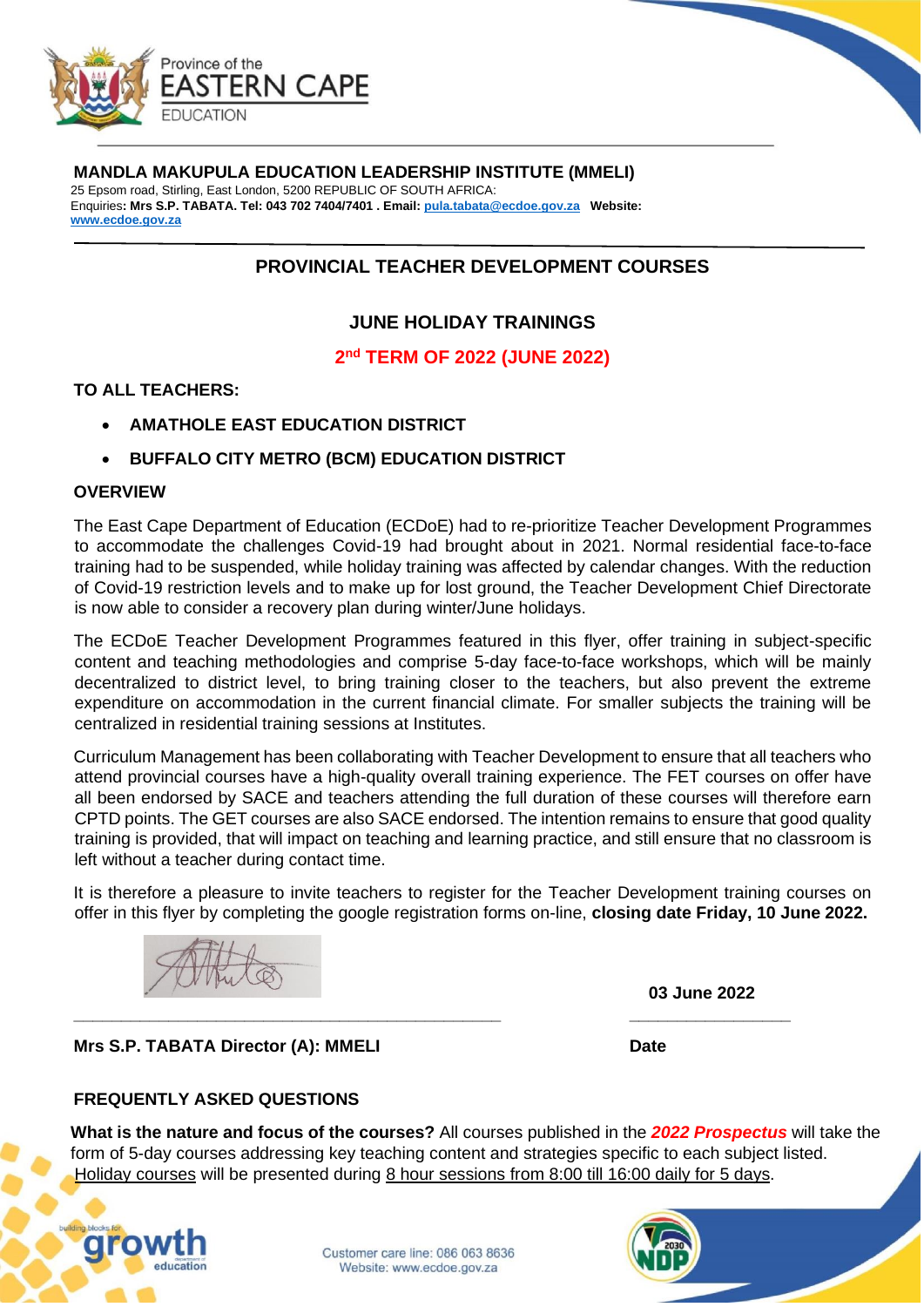Province of the
EASTERN CAPE
EDUCATION

**MANDLA MAKUPULA EDUCATION LEADERSHIP INSTITUTE (MMELI)**
25 Epsom road, Stirling, East London, 5200 REPUBLIC OF SOUTH AFRICA:
Enquiries**: Mrs S.P. TABATA. Tel: 043 702 7404/7401 . Email:** pula.tabata@ecdoe.gov.za **Website:**
www.ecdoe.gov.za

## PROVINCIAL TEACHER DEVELOPMENT COURSES

### JUNE HOLIDAY TRAININGS

### 2nd TERM OF 2022 (JUNE 2022)

**TO ALL TEACHERS:**

- **AMATHOLE EAST EDUCATION DISTRICT**
- **BUFFALO CITY METRO (BCM) EDUCATION DISTRICT**

**OVERVIEW**

The East Cape Department of Education (ECDoE) had to re-prioritize Teacher Development Programmes to accommodate the challenges Covid-19 had brought about in 2021. Normal residential face-to-face training had to be suspended, while holiday training was affected by calendar changes. With the reduction of Covid-19 restriction levels and to make up for lost ground, the Teacher Development Chief Directorate is now able to consider a recovery plan during winter/June holidays.

The ECDoE Teacher Development Programmes featured in this flyer, offer training in subject-specific content and teaching methodologies and comprise 5-day face-to-face workshops, which will be mainly decentralized to district level, to bring training closer to the teachers, but also prevent the extreme expenditure on accommodation in the current financial climate. For smaller subjects the training will be centralized in residential training sessions at Institutes.

Curriculum Management has been collaborating with Teacher Development to ensure that all teachers who attend provincial courses have a high-quality overall training experience. The FET courses on offer have all been endorsed by SACE and teachers attending the full duration of these courses will therefore earn CPTD points. The GET courses are also SACE endorsed. The intention remains to ensure that good quality training is provided, that will impact on teaching and learning practice, and still ensure that no classroom is left without a teacher during contact time.

It is therefore a pleasure to invite teachers to register for the Teacher Development training courses on offer in this flyer by completing the google registration forms on-line, **closing date Friday, 10 June 2022.**

**03 June 2022**

**Mrs S.P. TABATA Director (A): MMELI** **Date**

**FREQUENTLY ASKED QUESTIONS**

**What is the nature and focus of the courses?** All courses published in the ***2022 Prospectus*** will take the form of 5-day courses addressing key teaching content and strategies specific to each subject listed. Holiday courses will be presented during 8 hour sessions from 8:00 till 16:00 daily for 5 days.

building blocks for growth education

Customer care line: 086 063 8636
Website: www.ecdoe.gov.za

NDP 2030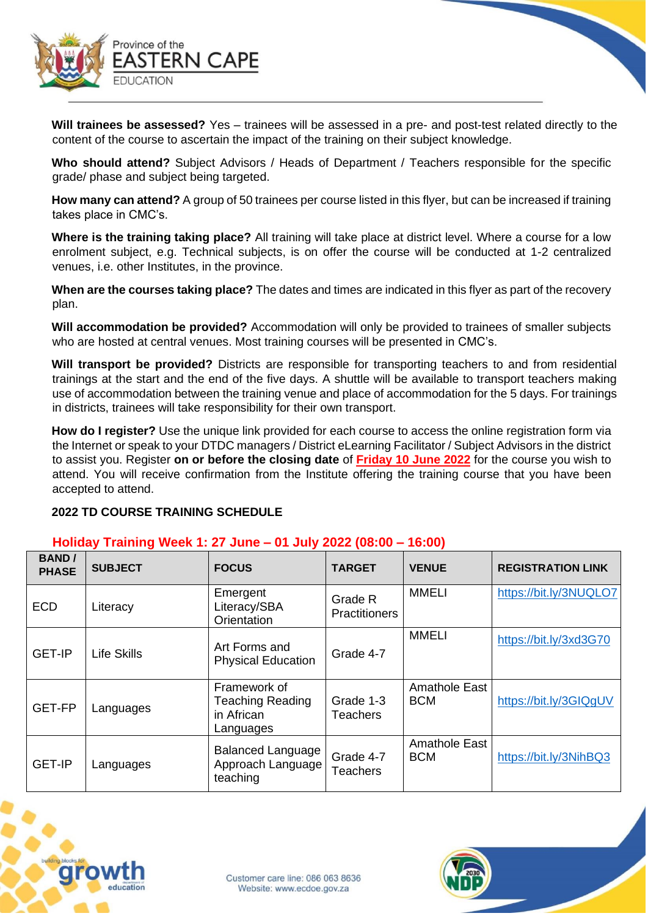**Will trainees be assessed?** Yes – trainees will be assessed in a pre- and post-test related directly to the content of the course to ascertain the impact of the training on their subject knowledge.

**Who should attend?** Subject Advisors / Heads of Department / Teachers responsible for the specific grade/ phase and subject being targeted.

**How many can attend?** A group of 50 trainees per course listed in this flyer, but can be increased if training takes place in CMC's.

**Where is the training taking place?** All training will take place at district level. Where a course for a low enrolment subject, e.g. Technical subjects, is on offer the course will be conducted at 1-2 centralized venues, i.e. other Institutes, in the province.

**When are the courses taking place?** The dates and times are indicated in this flyer as part of the recovery plan.

**Will accommodation be provided?** Accommodation will only be provided to trainees of smaller subjects who are hosted at central venues. Most training courses will be presented in CMC's.

**Will transport be provided?** Districts are responsible for transporting teachers to and from residential trainings at the start and the end of the five days. A shuttle will be available to transport teachers making use of accommodation between the training venue and place of accommodation for the 5 days. For trainings in districts, trainees will take responsibility for their own transport.

**How do I register?** Use the unique link provided for each course to access the online registration form via the Internet or speak to your DTDC managers / District eLearning Facilitator / Subject Advisors in the district to assist you. Register **on or before the closing date** of **Friday 10 June 2022** for the course you wish to attend. You will receive confirmation from the Institute offering the training course that you have been accepted to attend.

**2022 TD COURSE TRAINING SCHEDULE**

**Holiday Training Week 1: 27 June – 01 July 2022 (08:00 – 16:00)**

| BAND / PHASE | SUBJECT | FOCUS | TARGET | VENUE | REGISTRATION LINK |
|---|---|---|---|---|---|
| ECD | Literacy | Emergent Literacy/SBA Orientation | Grade R Practitioners | MMELI | https://bit.ly/3NUQLO7 |
| GET-IP | Life Skills | Art Forms and Physical Education | Grade 4-7 | MMELI | https://bit.ly/3xd3G70 |
| GET-FP | Languages | Framework of Teaching Reading in African Languages | Grade 1-3 Teachers | Amathole East BCM | https://bit.ly/3GIQgUV |
| GET-IP | Languages | Balanced Language Approach Language teaching | Grade 4-7 Teachers | Amathole East BCM | https://bit.ly/3NihBQ3 |

Customer care line: 086 063 8636
Website: www.ecdoe.gov.za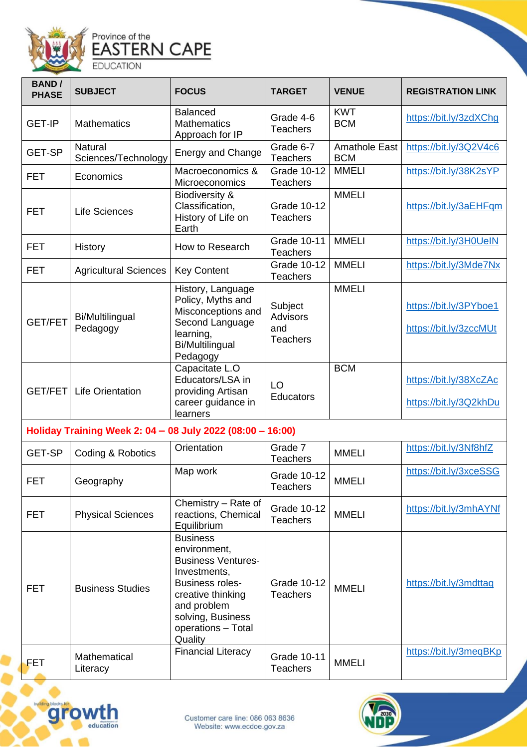Province of the
EASTERN CAPE
EDUCATION

| BAND / PHASE | SUBJECT | FOCUS | TARGET | VENUE | REGISTRATION LINK |
|---|---|---|---|---|---|
| GET-IP | Mathematics | Balanced Mathematics Approach for IP | Grade 4-6 Teachers | KWT BCM | https://bit.ly/3zdXChg |
| GET-SP | Natural Sciences/Technology | Energy and Change | Grade 6-7 Teachers | Amathole East BCM | https://bit.ly/3Q2V4c6 |
| FET | Economics | Macroeconomics & Microeconomics | Grade 10-12 Teachers | MMELI | https://bit.ly/38K2sYP |
| FET | Life Sciences | Biodiversity & Classification, History of Life on Earth | Grade 10-12 Teachers | MMELI | https://bit.ly/3aEHFqm |
| FET | History | How to Research | Grade 10-11 Teachers | MMELI | https://bit.ly/3H0UeIN |
| FET | Agricultural Sciences | Key Content | Grade 10-12 Teachers | MMELI | https://bit.ly/3Mde7Nx |
| GET/FET | Bi/Multilingual Pedagogy | History, Language Policy, Myths and Misconceptions and Second Language learning, Bi/Multilingual Pedagogy | Subject Advisors and Teachers | MMELI | https://bit.ly/3PYboe1 https://bit.ly/3zccMUt |
| GET/FET | Life Orientation | Capacitate L.O Educators/LSA in providing Artisan career guidance in learners | LO Educators | BCM | https://bit.ly/38XcZAc https://bit.ly/3Q2khDu |
| **Holiday Training Week 2: 04 – 08 July 2022 (08:00 – 16:00)** | | | | | |
| GET-SP | Coding & Robotics | Orientation | Grade 7 Teachers | MMELI | https://bit.ly/3Nf8hfZ |
| FET | Geography | Map work | Grade 10-12 Teachers | MMELI | https://bit.ly/3xceSSG |
| FET | Physical Sciences | Chemistry – Rate of reactions, Chemical Equilibrium | Grade 10-12 Teachers | MMELI | https://bit.ly/3mhAYNf |
| FET | Business Studies | Business environment, Business Ventures-Investments, Business roles-creative thinking and problem solving, Business operations – Total Quality | Grade 10-12 Teachers | MMELI | https://bit.ly/3mdttag |
| FET | Mathematical Literacy | Financial Literacy | Grade 10-11 Teachers | MMELI | https://bit.ly/3meqBKp |

Customer care line: 086 063 8636
Website: www.ecdoe.gov.za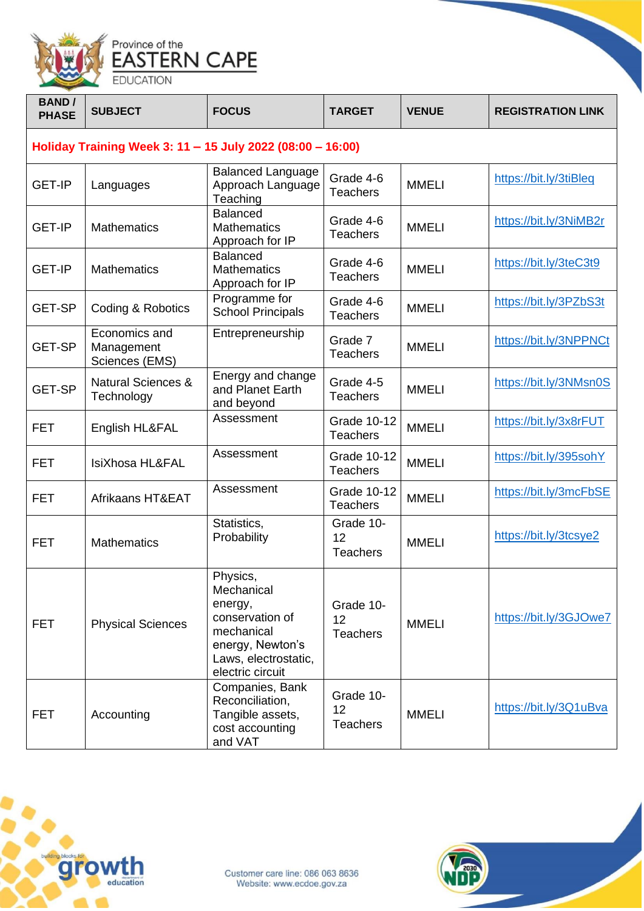| BAND / PHASE | SUBJECT | FOCUS | TARGET | VENUE | REGISTRATION LINK |
|---|---|---|---|---|---|
| **Holiday Training Week 3: 11 – 15 July 2022 (08:00 – 16:00)** | | | | | |
| GET-IP | Languages | Balanced Language Approach Language Teaching | Grade 4-6 Teachers | MMELI | https://bit.ly/3tiBleq |
| GET-IP | Mathematics | Balanced Mathematics Approach for IP | Grade 4-6 Teachers | MMELI | https://bit.ly/3NiMB2r |
| GET-IP | Mathematics | Balanced Mathematics Approach for IP | Grade 4-6 Teachers | MMELI | https://bit.ly/3teC3t9 |
| GET-SP | Coding & Robotics | Programme for School Principals | Grade 4-6 Teachers | MMELI | https://bit.ly/3PZbS3t |
| GET-SP | Economics and Management Sciences (EMS) | Entrepreneurship | Grade 7 Teachers | MMELI | https://bit.ly/3NPPNCt |
| GET-SP | Natural Sciences & Technology | Energy and change and Planet Earth and beyond | Grade 4-5 Teachers | MMELI | https://bit.ly/3NMsn0S |
| FET | English HL&FAL | Assessment | Grade 10-12 Teachers | MMELI | https://bit.ly/3x8rFUT |
| FET | IsiXhosa HL&FAL | Assessment | Grade 10-12 Teachers | MMELI | https://bit.ly/395sohY |
| FET | Afrikaans HT&EAT | Assessment | Grade 10-12 Teachers | MMELI | https://bit.ly/3mcFbSE |
| FET | Mathematics | Statistics, Probability | Grade 10-12 Teachers | MMELI | https://bit.ly/3tcsye2 |
| FET | Physical Sciences | Physics, Mechanical energy, conservation of mechanical energy, Newton's Laws, electrostatic, electric circuit | Grade 10-12 Teachers | MMELI | https://bit.ly/3GJOwe7 |
| FET | Accounting | Companies, Bank Reconciliation, Tangible assets, cost accounting and VAT | Grade 10-12 Teachers | MMELI | https://bit.ly/3Q1uBva |

Customer care line: 086 063 8636
Website: www.ecdoe.gov.za